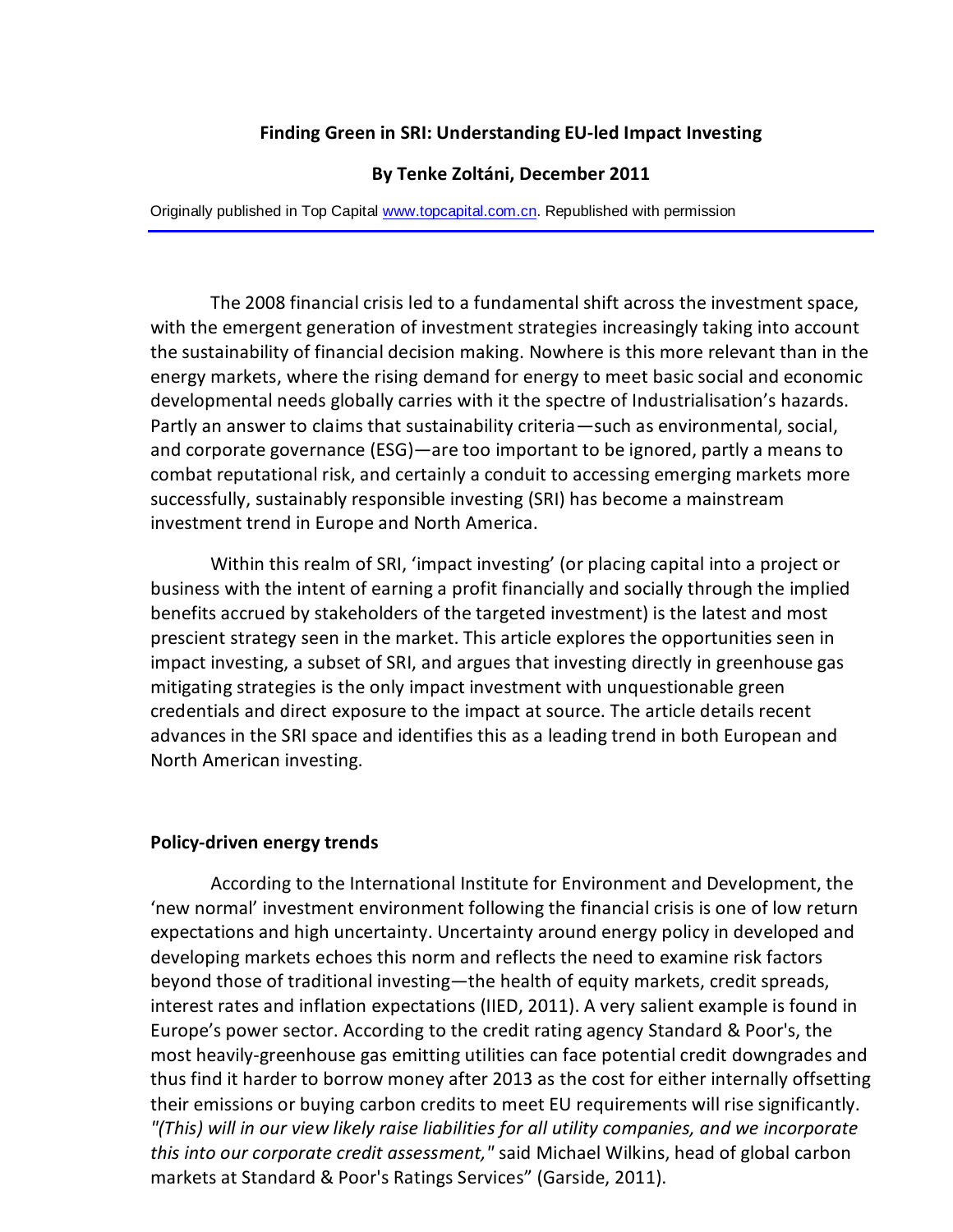# Finding Green in SRI: Understanding EU-led Impact Investing

**By Tenke Zoltáni, December 2011**

Originally published in Top Capital [www.topcapital.com.cn](http://www.topcapital.com.cn). Republished with permission

---

The 2008 financial crisis led to a fundamental shift across the investment space, with the emergent generation of investment strategies increasingly taking into account the sustainability of financial decision making. Nowhere is this more relevant than in the energy markets, where the rising demand for energy to meet basic social and economic developmental needs globally carries with it the spectre of Industrialisation's hazards. Partly an answer to claims that sustainability criteria—such as environmental, social, and corporate governance (ESG)—are too important to be ignored, partly a means to combat reputational risk, and certainly a conduit to accessing emerging markets more successfully, sustainably responsible investing (SRI) has become a mainstream investment trend in Europe and North America.

Within this realm of SRI, 'impact investing' (or placing capital into a project or business with the intent of earning a profit financially and socially through the implied benefits accrued by stakeholders of the targeted investment) is the latest and most prescient strategy seen in the market. This article explores the opportunities seen in impact investing, a subset of SRI, and argues that investing directly in greenhouse gas mitigating strategies is the only impact investment with unquestionable green credentials and direct exposure to the impact at source. The article details recent advances in the SRI space and identifies this as a leading trend in both European and North American investing.

## Policy-driven energy trends

According to the International Institute for Environment and Development, the 'new normal' investment environment following the financial crisis is one of low return expectations and high uncertainty. Uncertainty around energy policy in developed and developing markets echoes this norm and reflects the need to examine risk factors beyond those of traditional investing—the health of equity markets, credit spreads, interest rates and inflation expectations (IIED, 2011). A very salient example is found in Europe's power sector. According to the credit rating agency Standard & Poor's, the most heavily-greenhouse gas emitting utilities can face potential credit downgrades and thus find it harder to borrow money after 2013 as the cost for either internally offsetting their emissions or buying carbon credits to meet EU requirements will rise significantly. *"(This) will in our view likely raise liabilities for all utility companies, and we incorporate this into our corporate credit assessment,"* said Michael Wilkins, head of global carbon markets at Standard & Poor's Ratings Services" (Garside, 2011).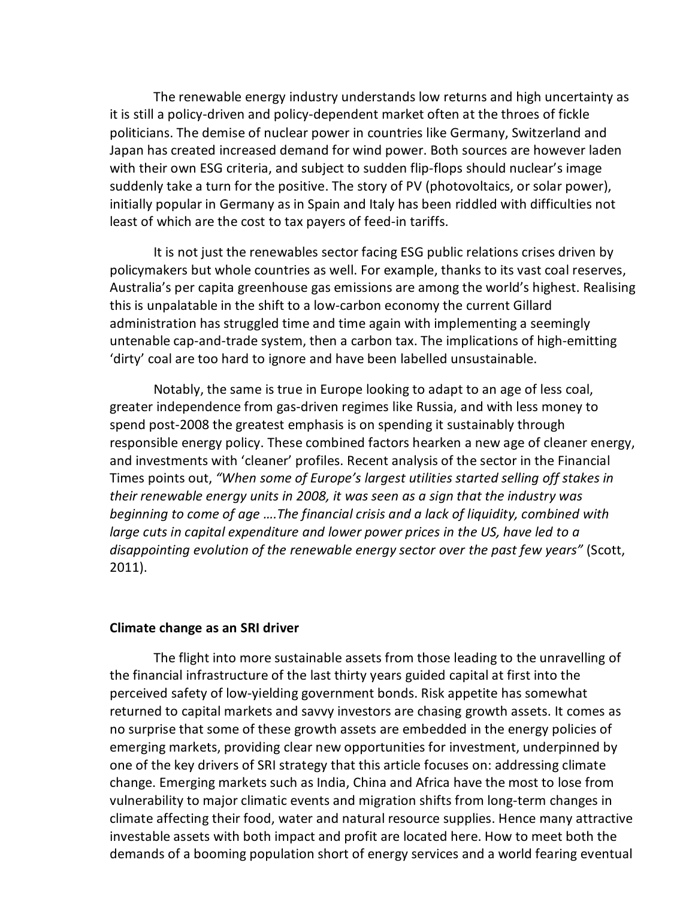The renewable energy industry understands low returns and high uncertainty as it is still a policy-driven and policy-dependent market often at the throes of fickle politicians. The demise of nuclear power in countries like Germany, Switzerland and Japan has created increased demand for wind power. Both sources are however laden with their own ESG criteria, and subject to sudden flip-flops should nuclear's image suddenly take a turn for the positive. The story of PV (photovoltaics, or solar power), initially popular in Germany as in Spain and Italy has been riddled with difficulties not least of which are the cost to tax payers of feed-in tariffs.

It is not just the renewables sector facing ESG public relations crises driven by policymakers but whole countries as well. For example, thanks to its vast coal reserves, Australia's per capita greenhouse gas emissions are among the world's highest. Realising this is unpalatable in the shift to a low-carbon economy the current Gillard administration has struggled time and time again with implementing a seemingly untenable cap-and-trade system, then a carbon tax. The implications of high-emitting 'dirty' coal are too hard to ignore and have been labelled unsustainable.

Notably, the same is true in Europe looking to adapt to an age of less coal, greater independence from gas-driven regimes like Russia, and with less money to spend post-2008 the greatest emphasis is on spending it sustainably through responsible energy policy. These combined factors hearken a new age of cleaner energy, and investments with 'cleaner' profiles. Recent analysis of the sector in the Financial Times points out, *"When some of Europe's largest utilities started selling off stakes in their renewable energy units in 2008, it was seen as a sign that the industry was beginning to come of age ….The financial crisis and a lack of liquidity, combined with large cuts in capital expenditure and lower power prices in the US, have led to a disappointing evolution of the renewable energy sector over the past few years"* (Scott, 2011).

## Climate change as an SRI driver

The flight into more sustainable assets from those leading to the unravelling of the financial infrastructure of the last thirty years guided capital at first into the perceived safety of low-yielding government bonds. Risk appetite has somewhat returned to capital markets and savvy investors are chasing growth assets. It comes as no surprise that some of these growth assets are embedded in the energy policies of emerging markets, providing clear new opportunities for investment, underpinned by one of the key drivers of SRI strategy that this article focuses on: addressing climate change. Emerging markets such as India, China and Africa have the most to lose from vulnerability to major climatic events and migration shifts from long-term changes in climate affecting their food, water and natural resource supplies. Hence many attractive investable assets with both impact and profit are located here. How to meet both the demands of a booming population short of energy services and a world fearing eventual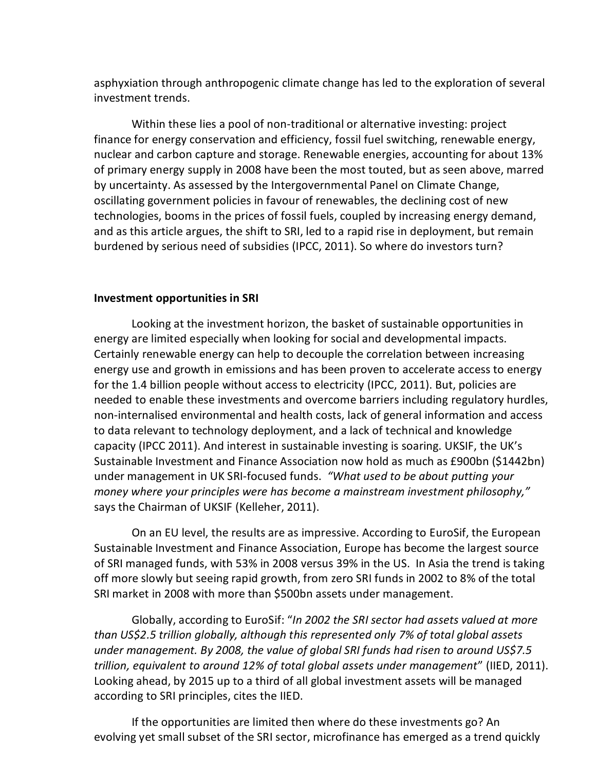asphyxiation through anthropogenic climate change has led to the exploration of several investment trends.

Within these lies a pool of non-traditional or alternative investing: project finance for energy conservation and efficiency, fossil fuel switching, renewable energy, nuclear and carbon capture and storage. Renewable energies, accounting for about 13% of primary energy supply in 2008 have been the most touted, but as seen above, marred by uncertainty. As assessed by the Intergovernmental Panel on Climate Change, oscillating government policies in favour of renewables, the declining cost of new technologies, booms in the prices of fossil fuels, coupled by increasing energy demand, and as this article argues, the shift to SRI, led to a rapid rise in deployment, but remain burdened by serious need of subsidies (IPCC, 2011). So where do investors turn?

**Investment opportunities in SRI**

Looking at the investment horizon, the basket of sustainable opportunities in energy are limited especially when looking for social and developmental impacts. Certainly renewable energy can help to decouple the correlation between increasing energy use and growth in emissions and has been proven to accelerate access to energy for the 1.4 billion people without access to electricity (IPCC, 2011). But, policies are needed to enable these investments and overcome barriers including regulatory hurdles, non-internalised environmental and health costs, lack of general information and access to data relevant to technology deployment, and a lack of technical and knowledge capacity (IPCC 2011). And interest in sustainable investing is soaring. UKSIF, the UK's Sustainable Investment and Finance Association now hold as much as £900bn ($1442bn) under management in UK SRI-focused funds. *"What used to be about putting your money where your principles were has become a mainstream investment philosophy,"* says the Chairman of UKSIF (Kelleher, 2011).

On an EU level, the results are as impressive. According to EuroSif, the European Sustainable Investment and Finance Association, Europe has become the largest source of SRI managed funds, with 53% in 2008 versus 39% in the US. In Asia the trend is taking off more slowly but seeing rapid growth, from zero SRI funds in 2002 to 8% of the total SRI market in 2008 with more than $500bn assets under management.

Globally, according to EuroSif: "*In 2002 the SRI sector had assets valued at more than US$2.5 trillion globally, although this represented only 7% of total global assets under management. By 2008, the value of global SRI funds had risen to around US$7.5 trillion, equivalent to around 12% of total global assets under management*" (IIED, 2011). Looking ahead, by 2015 up to a third of all global investment assets will be managed according to SRI principles, cites the IIED.

If the opportunities are limited then where do these investments go? An evolving yet small subset of the SRI sector, microfinance has emerged as a trend quickly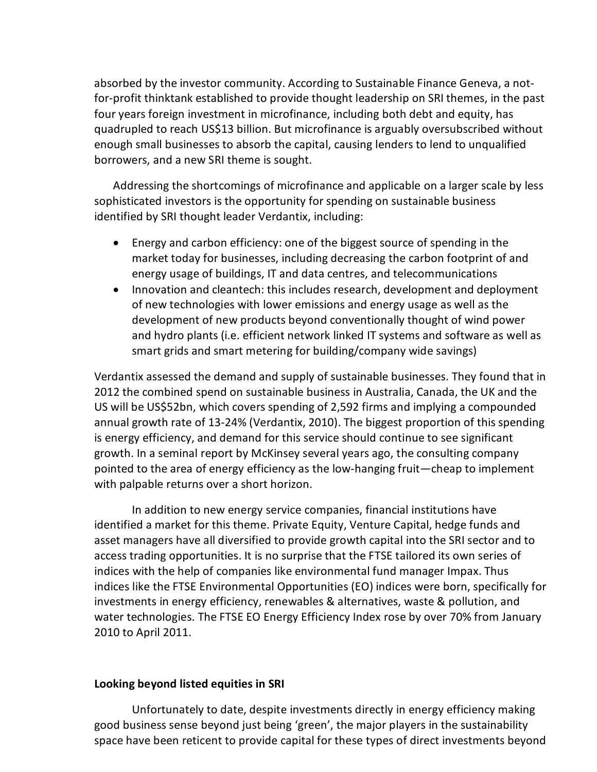absorbed by the investor community. According to Sustainable Finance Geneva, a not-for-profit thinktank established to provide thought leadership on SRI themes, in the past four years foreign investment in microfinance, including both debt and equity, has quadrupled to reach US$13 billion. But microfinance is arguably oversubscribed without enough small businesses to absorb the capital, causing lenders to lend to unqualified borrowers, and a new SRI theme is sought.

Addressing the shortcomings of microfinance and applicable on a larger scale by less sophisticated investors is the opportunity for spending on sustainable business identified by SRI thought leader Verdantix, including:

- Energy and carbon efficiency: one of the biggest source of spending in the market today for businesses, including decreasing the carbon footprint of and energy usage of buildings, IT and data centres, and telecommunications
- Innovation and cleantech: this includes research, development and deployment of new technologies with lower emissions and energy usage as well as the development of new products beyond conventionally thought of wind power and hydro plants (i.e. efficient network linked IT systems and software as well as smart grids and smart metering for building/company wide savings)

Verdantix assessed the demand and supply of sustainable businesses. They found that in 2012 the combined spend on sustainable business in Australia, Canada, the UK and the US will be US$52bn, which covers spending of 2,592 firms and implying a compounded annual growth rate of 13-24% (Verdantix, 2010). The biggest proportion of this spending is energy efficiency, and demand for this service should continue to see significant growth. In a seminal report by McKinsey several years ago, the consulting company pointed to the area of energy efficiency as the low-hanging fruit—cheap to implement with palpable returns over a short horizon.

In addition to new energy service companies, financial institutions have identified a market for this theme. Private Equity, Venture Capital, hedge funds and asset managers have all diversified to provide growth capital into the SRI sector and to access trading opportunities. It is no surprise that the FTSE tailored its own series of indices with the help of companies like environmental fund manager Impax. Thus indices like the FTSE Environmental Opportunities (EO) indices were born, specifically for investments in energy efficiency, renewables & alternatives, waste & pollution, and water technologies. The FTSE EO Energy Efficiency Index rose by over 70% from January 2010 to April 2011.

**Looking beyond listed equities in SRI**

Unfortunately to date, despite investments directly in energy efficiency making good business sense beyond just being 'green', the major players in the sustainability space have been reticent to provide capital for these types of direct investments beyond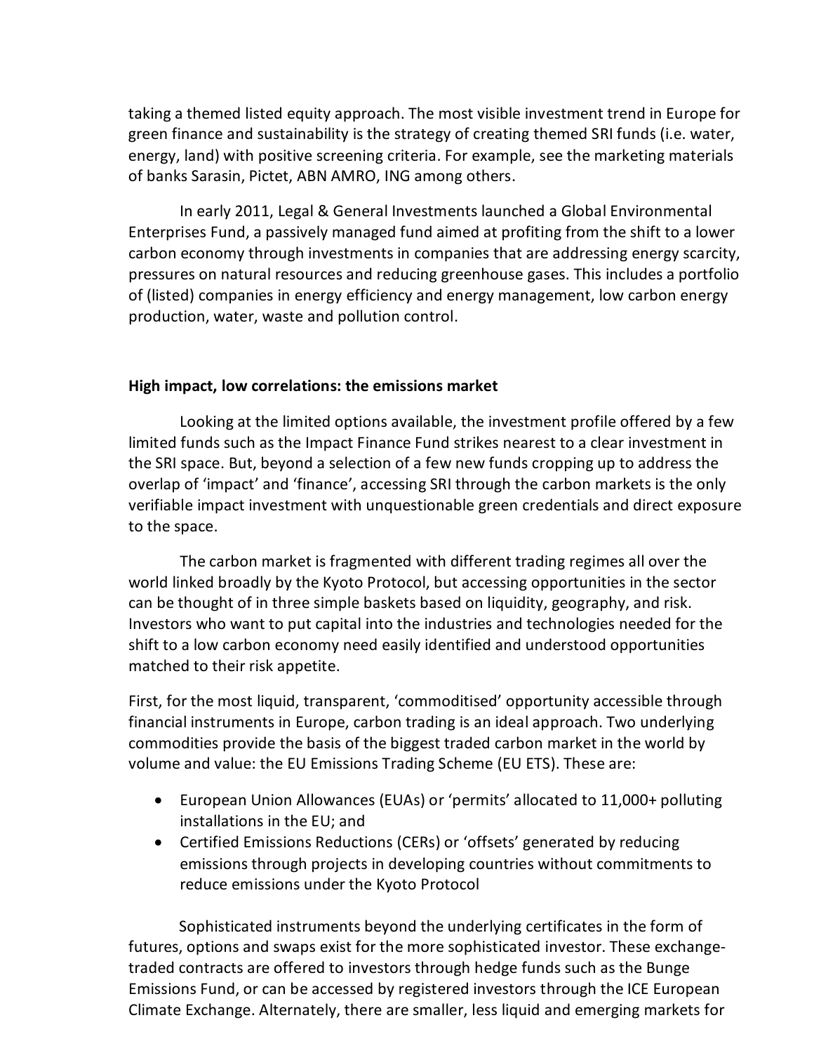taking a themed listed equity approach. The most visible investment trend in Europe for green finance and sustainability is the strategy of creating themed SRI funds (i.e. water, energy, land) with positive screening criteria. For example, see the marketing materials of banks Sarasin, Pictet, ABN AMRO, ING among others.

In early 2011, Legal & General Investments launched a Global Environmental Enterprises Fund, a passively managed fund aimed at profiting from the shift to a lower carbon economy through investments in companies that are addressing energy scarcity, pressures on natural resources and reducing greenhouse gases. This includes a portfolio of (listed) companies in energy efficiency and energy management, low carbon energy production, water, waste and pollution control.

**High impact, low correlations: the emissions market**

Looking at the limited options available, the investment profile offered by a few limited funds such as the Impact Finance Fund strikes nearest to a clear investment in the SRI space. But, beyond a selection of a few new funds cropping up to address the overlap of 'impact' and 'finance', accessing SRI through the carbon markets is the only verifiable impact investment with unquestionable green credentials and direct exposure to the space.

The carbon market is fragmented with different trading regimes all over the world linked broadly by the Kyoto Protocol, but accessing opportunities in the sector can be thought of in three simple baskets based on liquidity, geography, and risk. Investors who want to put capital into the industries and technologies needed for the shift to a low carbon economy need easily identified and understood opportunities matched to their risk appetite.

First, for the most liquid, transparent, 'commoditised' opportunity accessible through financial instruments in Europe, carbon trading is an ideal approach. Two underlying commodities provide the basis of the biggest traded carbon market in the world by volume and value: the EU Emissions Trading Scheme (EU ETS). These are:

- European Union Allowances (EUAs) or 'permits' allocated to 11,000+ polluting installations in the EU; and
- Certified Emissions Reductions (CERs) or 'offsets' generated by reducing emissions through projects in developing countries without commitments to reduce emissions under the Kyoto Protocol

Sophisticated instruments beyond the underlying certificates in the form of futures, options and swaps exist for the more sophisticated investor. These exchange-traded contracts are offered to investors through hedge funds such as the Bunge Emissions Fund, or can be accessed by registered investors through the ICE European Climate Exchange. Alternately, there are smaller, less liquid and emerging markets for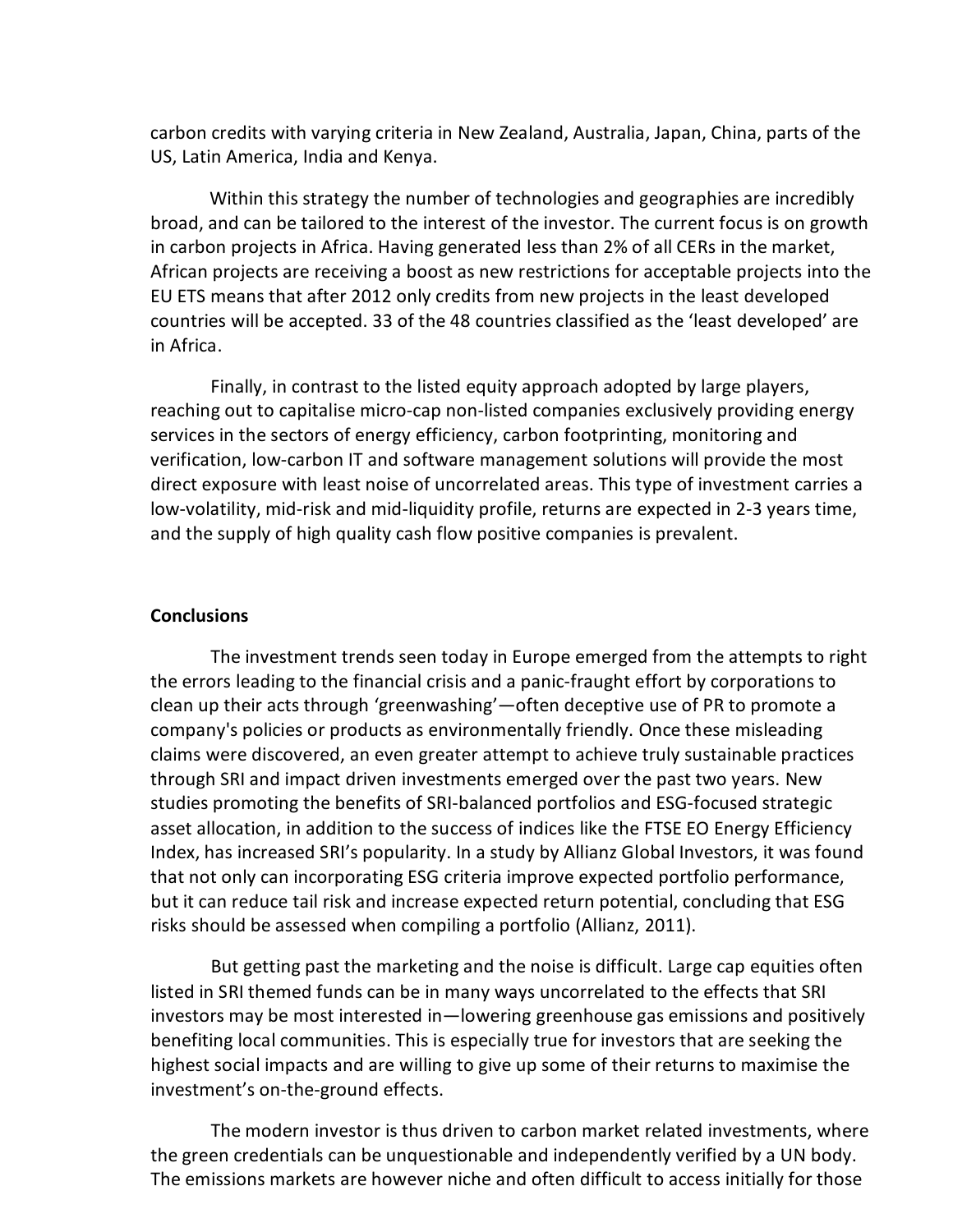carbon credits with varying criteria in New Zealand, Australia, Japan, China, parts of the US, Latin America, India and Kenya.

Within this strategy the number of technologies and geographies are incredibly broad, and can be tailored to the interest of the investor. The current focus is on growth in carbon projects in Africa. Having generated less than 2% of all CERs in the market, African projects are receiving a boost as new restrictions for acceptable projects into the EU ETS means that after 2012 only credits from new projects in the least developed countries will be accepted. 33 of the 48 countries classified as the 'least developed' are in Africa.

Finally, in contrast to the listed equity approach adopted by large players, reaching out to capitalise micro-cap non-listed companies exclusively providing energy services in the sectors of energy efficiency, carbon footprinting, monitoring and verification, low-carbon IT and software management solutions will provide the most direct exposure with least noise of uncorrelated areas. This type of investment carries a low-volatility, mid-risk and mid-liquidity profile, returns are expected in 2-3 years time, and the supply of high quality cash flow positive companies is prevalent.

**Conclusions**

The investment trends seen today in Europe emerged from the attempts to right the errors leading to the financial crisis and a panic-fraught effort by corporations to clean up their acts through 'greenwashing'—often deceptive use of PR to promote a company's policies or products as environmentally friendly. Once these misleading claims were discovered, an even greater attempt to achieve truly sustainable practices through SRI and impact driven investments emerged over the past two years. New studies promoting the benefits of SRI-balanced portfolios and ESG-focused strategic asset allocation, in addition to the success of indices like the FTSE EO Energy Efficiency Index, has increased SRI's popularity. In a study by Allianz Global Investors, it was found that not only can incorporating ESG criteria improve expected portfolio performance, but it can reduce tail risk and increase expected return potential, concluding that ESG risks should be assessed when compiling a portfolio (Allianz, 2011).

But getting past the marketing and the noise is difficult. Large cap equities often listed in SRI themed funds can be in many ways uncorrelated to the effects that SRI investors may be most interested in—lowering greenhouse gas emissions and positively benefiting local communities. This is especially true for investors that are seeking the highest social impacts and are willing to give up some of their returns to maximise the investment's on-the-ground effects.

The modern investor is thus driven to carbon market related investments, where the green credentials can be unquestionable and independently verified by a UN body. The emissions markets are however niche and often difficult to access initially for those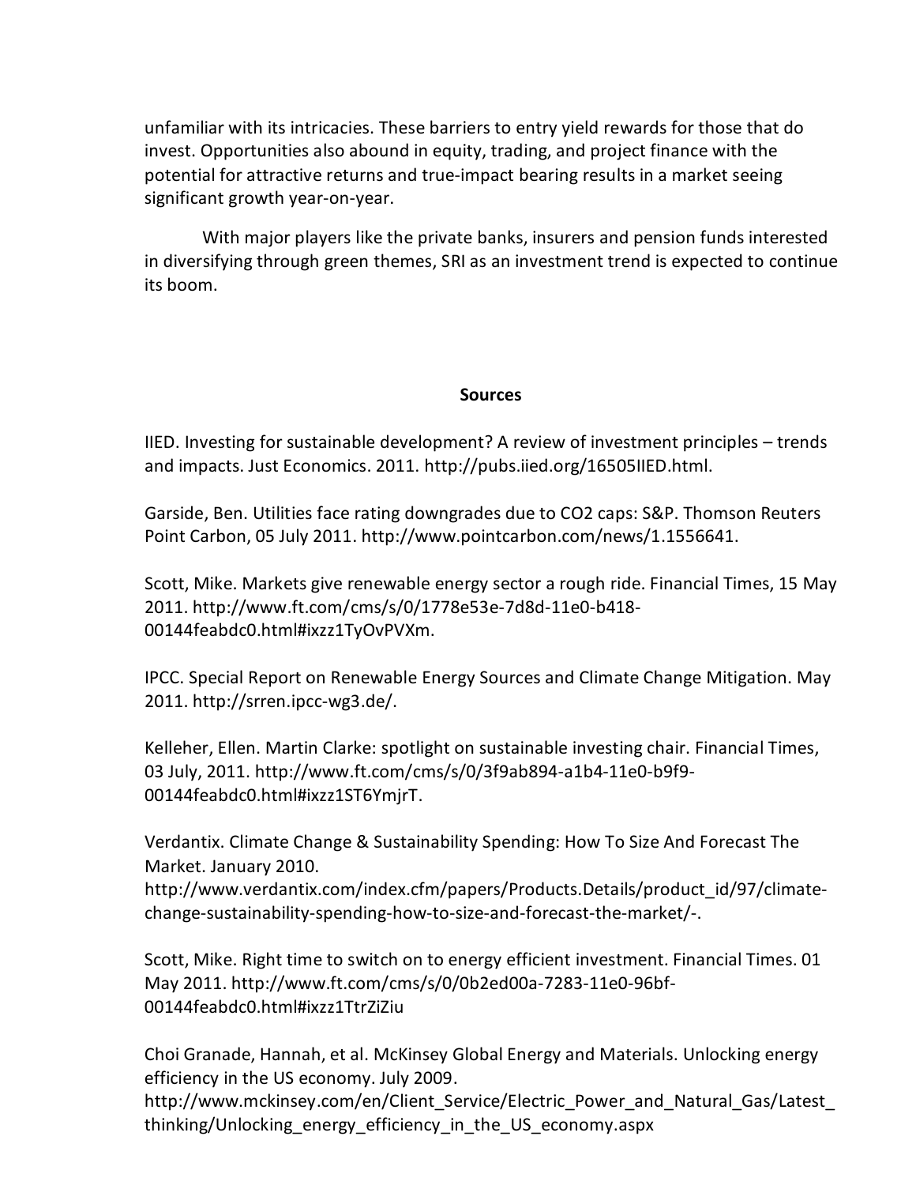unfamiliar with its intricacies. These barriers to entry yield rewards for those that do invest. Opportunities also abound in equity, trading, and project finance with the potential for attractive returns and true-impact bearing results in a market seeing significant growth year-on-year.

With major players like the private banks, insurers and pension funds interested in diversifying through green themes, SRI as an investment trend is expected to continue its boom.

## Sources

IIED. Investing for sustainable development? A review of investment principles – trends and impacts. Just Economics. 2011. http://pubs.iied.org/16505IIED.html.

Garside, Ben. Utilities face rating downgrades due to CO2 caps: S&P. Thomson Reuters Point Carbon, 05 July 2011. http://www.pointcarbon.com/news/1.1556641.

Scott, Mike. Markets give renewable energy sector a rough ride. Financial Times, 15 May 2011. http://www.ft.com/cms/s/0/1778e53e-7d8d-11e0-b418-00144feabdc0.html#ixzz1TyOvPVXm.

IPCC. Special Report on Renewable Energy Sources and Climate Change Mitigation. May 2011. http://srren.ipcc-wg3.de/.

Kelleher, Ellen. Martin Clarke: spotlight on sustainable investing chair. Financial Times, 03 July, 2011. http://www.ft.com/cms/s/0/3f9ab894-a1b4-11e0-b9f9-00144feabdc0.html#ixzz1ST6YmjrT.

Verdantix. Climate Change & Sustainability Spending: How To Size And Forecast The Market. January 2010. http://www.verdantix.com/index.cfm/papers/Products.Details/product_id/97/climate-change-sustainability-spending-how-to-size-and-forecast-the-market/-.

Scott, Mike. Right time to switch on to energy efficient investment. Financial Times. 01 May 2011. http://www.ft.com/cms/s/0/0b2ed00a-7283-11e0-96bf-00144feabdc0.html#ixzz1TtrZiZiu

Choi Granade, Hannah, et al. McKinsey Global Energy and Materials. Unlocking energy efficiency in the US economy. July 2009. http://www.mckinsey.com/en/Client_Service/Electric_Power_and_Natural_Gas/Latest_thinking/Unlocking_energy_efficiency_in_the_US_economy.aspx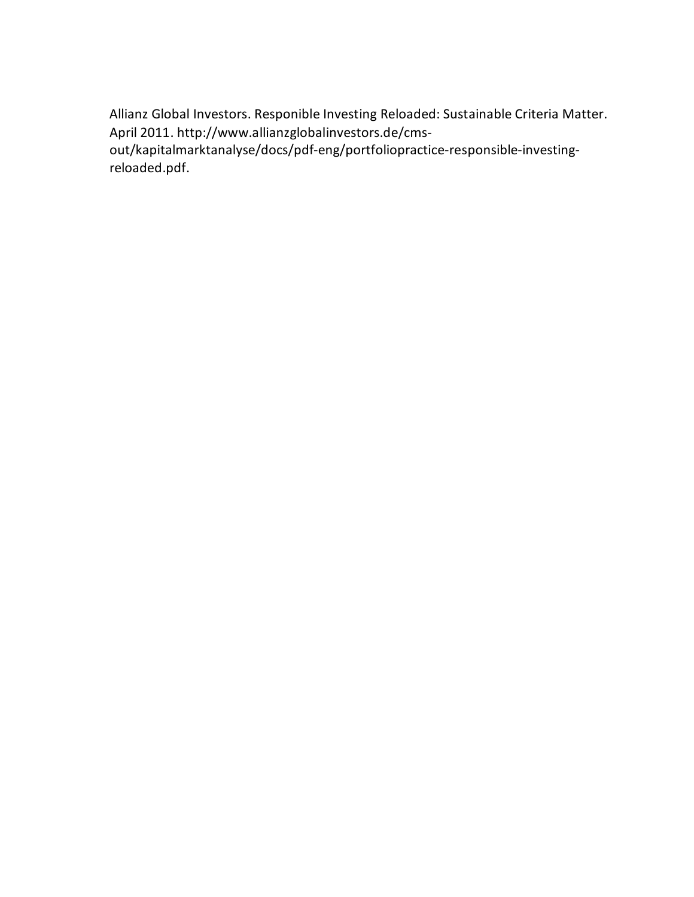Allianz Global Investors. Responible Investing Reloaded: Sustainable Criteria Matter. April 2011. http://www.allianzglobalinvestors.de/cms-out/kapitalmarktanalyse/docs/pdf-eng/portfoliopractice-responsible-investing-reloaded.pdf.